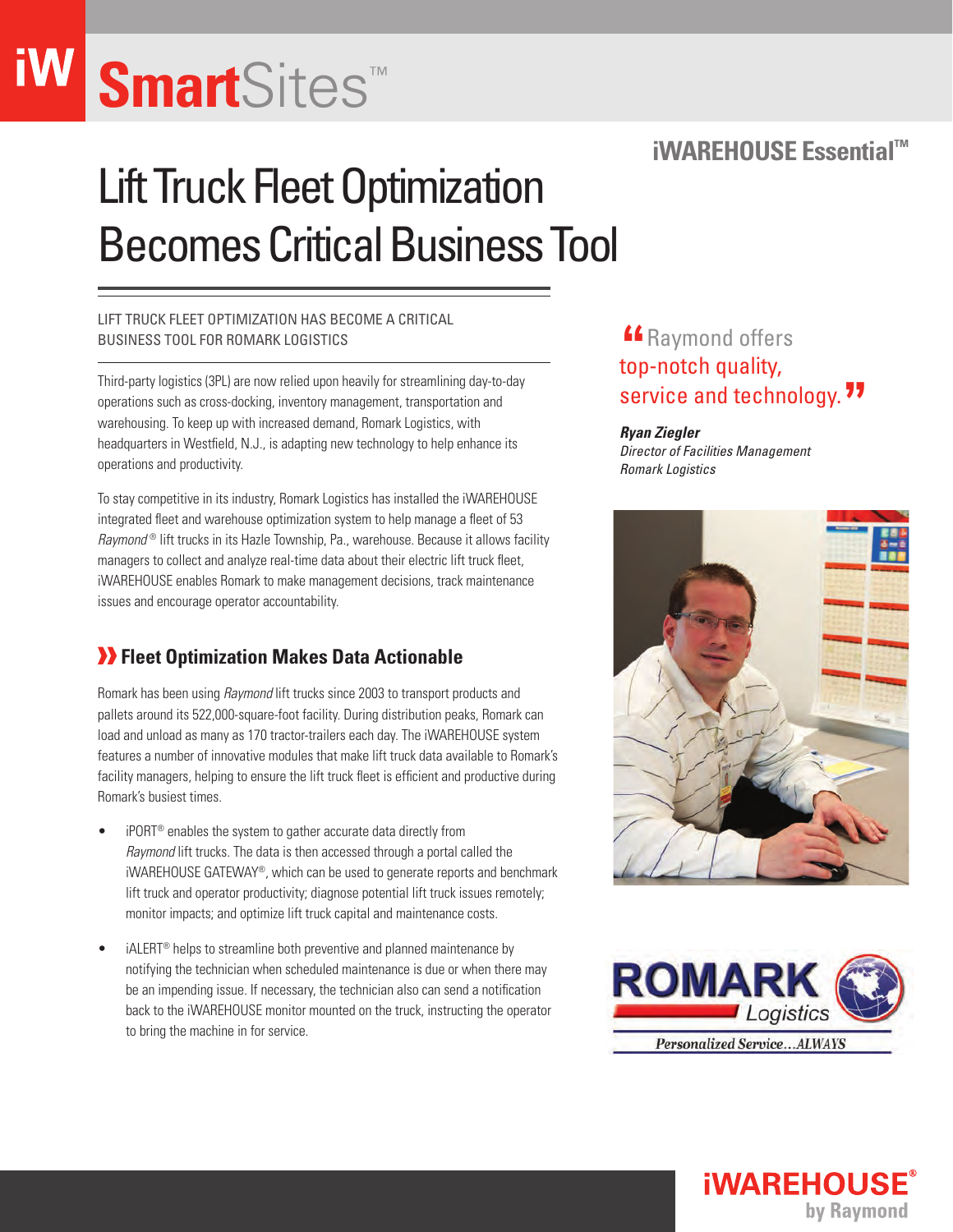# Lift Truck Fleet Optimization Becomes Critical Business Tool

iWAREHOUSE Essential™

LIFT TRUCK FLEET OPTIMIZATION HAS BECOME A CRITICAL BUSINESS TOOL FOR ROMARK LOGISTICS

Third-party logistics (3PL) are now relied upon heavily for streamlining day-to-day operations such as cross-docking, inventory management, transportation and warehousing. To keep up with increased demand, Romark Logistics, with headquarters in Westfield, N.J., is adapting new technology to help enhance its operations and productivity.

To stay competitive in its industry, Romark Logistics has installed the iWAREHOUSE integrated fleet and warehouse optimization system to help manage a fleet of 53 *Raymond*® lift trucks in its Hazle Township, Pa., warehouse. Because it allows facility managers to collect and analyze real-time data about their electric lift truck fleet, iWAREHOUSE enables Romark to make management decisions, track maintenance issues and encourage operator accountability.

> "Raymond offers top-notch quality, service and technology."
>
> ***Ryan Ziegler***
> *Director of Facilities Management*
> *Romark Logistics*

## Fleet Optimization Makes Data Actionable

Romark has been using *Raymond* lift trucks since 2003 to transport products and pallets around its 522,000-square-foot facility. During distribution peaks, Romark can load and unload as many as 170 tractor-trailers each day. The iWAREHOUSE system features a number of innovative modules that make lift truck data available to Romark's facility managers, helping to ensure the lift truck fleet is efficient and productive during Romark's busiest times.

- iPORT® enables the system to gather accurate data directly from *Raymond* lift trucks. The data is then accessed through a portal called the iWAREHOUSE GATEWAY®, which can be used to generate reports and benchmark lift truck and operator productivity; diagnose potential lift truck issues remotely; monitor impacts; and optimize lift truck capital and maintenance costs.
- iALERT® helps to streamline both preventive and planned maintenance by notifying the technician when scheduled maintenance is due or when there may be an impending issue. If necessary, the technician also can send a notification back to the iWAREHOUSE monitor mounted on the truck, instructing the operator to bring the machine in for service.

ROMARK Logistics — Personalized Service...ALWAYS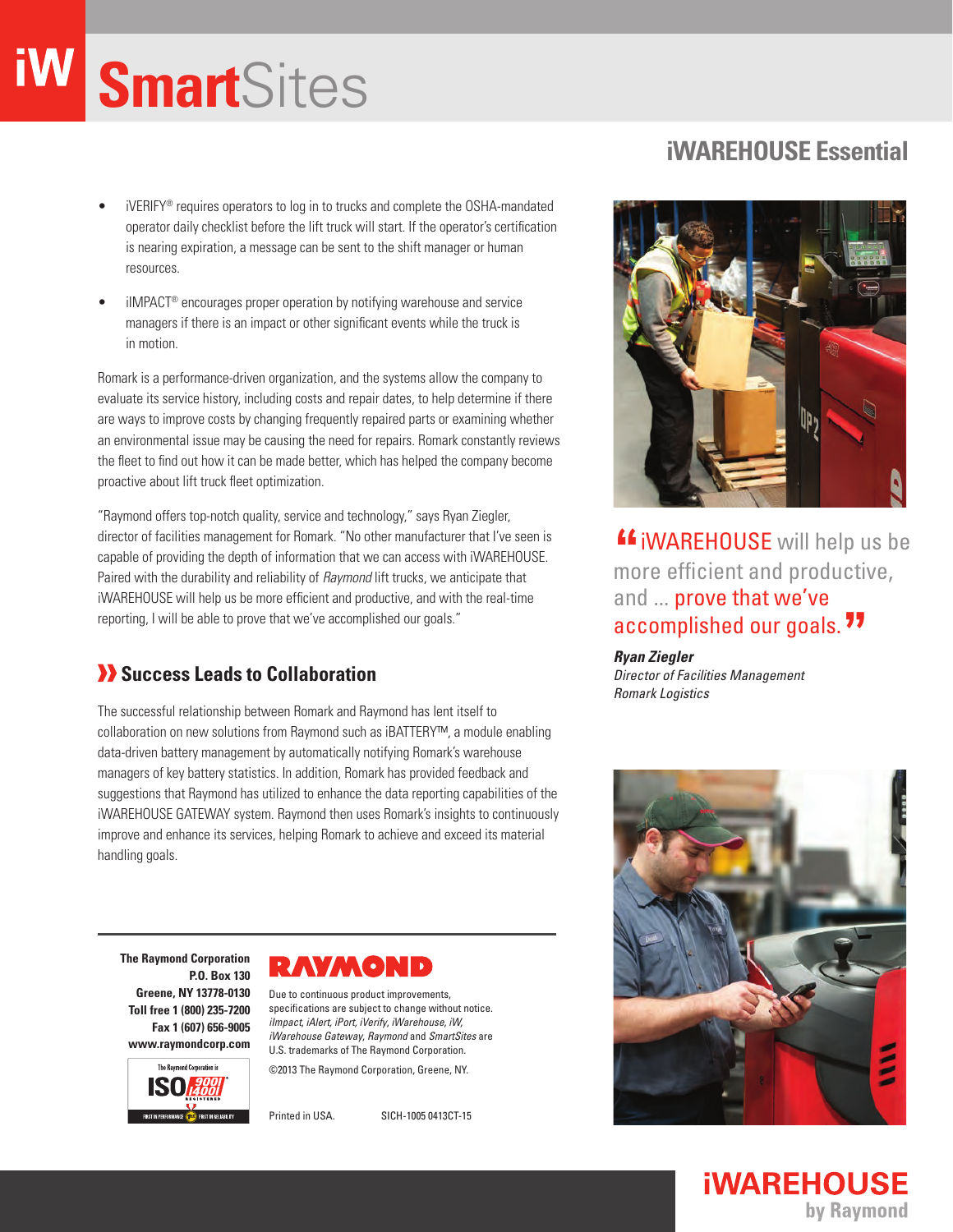- iVERIFY® requires operators to log in to trucks and complete the OSHA-mandated operator daily checklist before the lift truck will start. If the operator's certification is nearing expiration, a message can be sent to the shift manager or human resources.
- iIMPACT® encourages proper operation by notifying warehouse and service managers if there is an impact or other significant events while the truck is in motion.

Romark is a performance-driven organization, and the systems allow the company to evaluate its service history, including costs and repair dates, to help determine if there are ways to improve costs by changing frequently repaired parts or examining whether an environmental issue may be causing the need for repairs. Romark constantly reviews the fleet to find out how it can be made better, which has helped the company become proactive about lift truck fleet optimization.

"Raymond offers top-notch quality, service and technology," says Ryan Ziegler, director of facilities management for Romark. "No other manufacturer that I've seen is capable of providing the depth of information that we can access with iWAREHOUSE. Paired with the durability and reliability of *Raymond* lift trucks, we anticipate that iWAREHOUSE will help us be more efficient and productive, and with the real-time reporting, I will be able to prove that we've accomplished our goals."

## Success Leads to Collaboration

The successful relationship between Romark and Raymond has lent itself to collaboration on new solutions from Raymond such as iBATTERY™, a module enabling data-driven battery management by automatically notifying Romark's warehouse managers of key battery statistics. In addition, Romark has provided feedback and suggestions that Raymond has utilized to enhance the data reporting capabilities of the iWAREHOUSE GATEWAY system. Raymond then uses Romark's insights to continuously improve and enhance its services, helping Romark to achieve and exceed its material handling goals.

> "iWAREHOUSE will help us be more efficient and productive, and ... prove that we've accomplished our goals."
>
> ***Ryan Ziegler***
> *Director of Facilities Management*
> *Romark Logistics*

**The Raymond Corporation**
**P.O. Box 130**
**Greene, NY 13778-0130**
**Toll free 1 (800) 235-7200**
**Fax 1 (607) 656-9005**
**www.raymondcorp.com**

The Raymond Corporation is ISO 9001/14001 Registered

RAYMOND

Due to continuous product improvements, specifications are subject to change without notice. *iImpact, iAlert, iPort, iVerify, iWarehouse, iW, iWarehouse Gateway, Raymond* and *SmartSites* are U.S. trademarks of The Raymond Corporation.

©2013 The Raymond Corporation, Greene, NY.

Printed in USA. SICH-1005 0413CT-15

**iWAREHOUSE by Raymond**